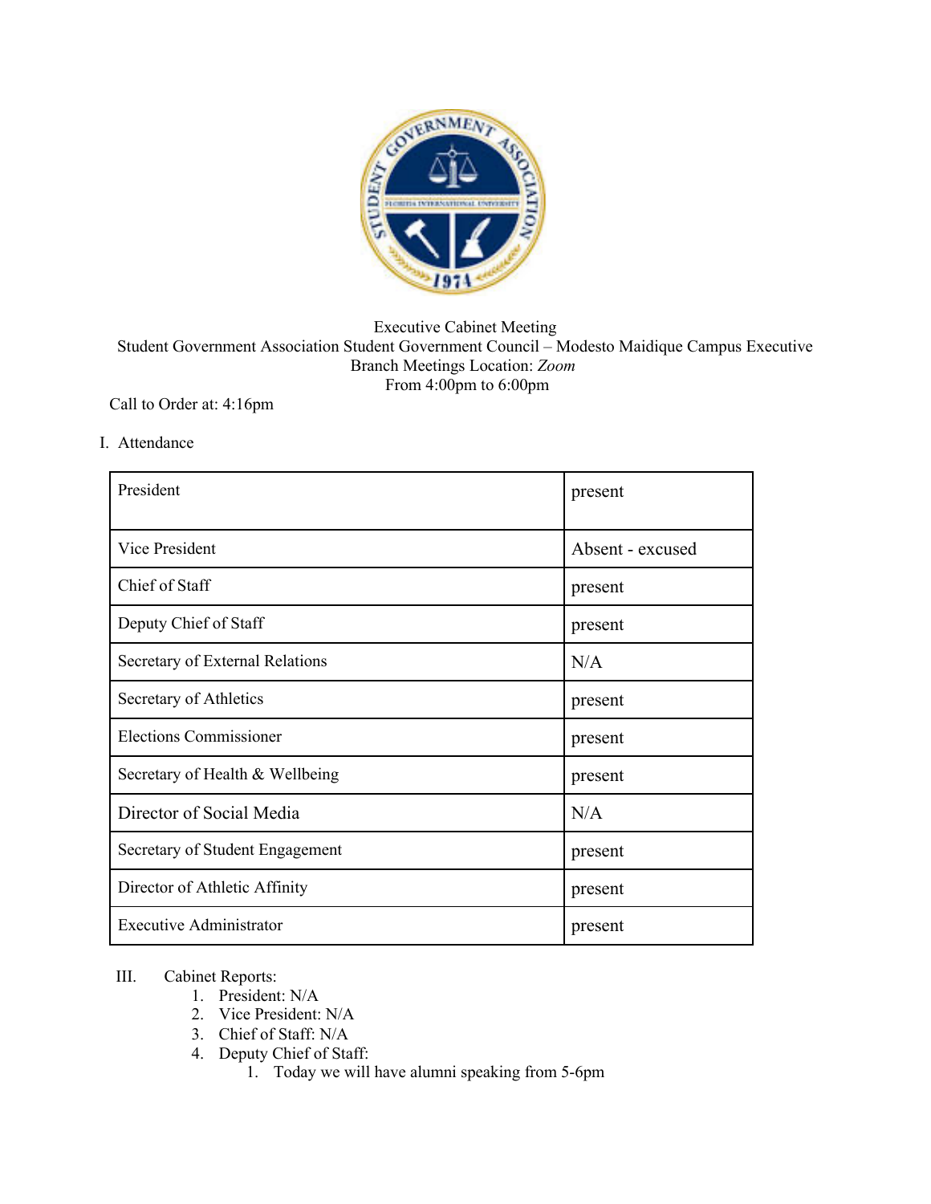Executive Cabinet Meeting
Student Government Association Student Government Council – Modesto Maidique Campus Executive Branch Meetings Location: *Zoom*
From 4:00pm to 6:00pm

Call to Order at: 4:16pm

I. Attendance

| President | present |
|---|---|
| Vice President | Absent - excused |
| Chief of Staff | present |
| Deputy Chief of Staff | present |
| Secretary of External Relations | N/A |
| Secretary of Athletics | present |
| Elections Commissioner | present |
| Secretary of Health & Wellbeing | present |
| Director of Social Media | N/A |
| Secretary of Student Engagement | present |
| Director of Athletic Affinity | present |
| Executive Administrator | present |

III. Cabinet Reports:

1. President: N/A
2. Vice President: N/A
3. Chief of Staff: N/A
4. Deputy Chief of Staff:
    1. Today we will have alumni speaking from 5-6pm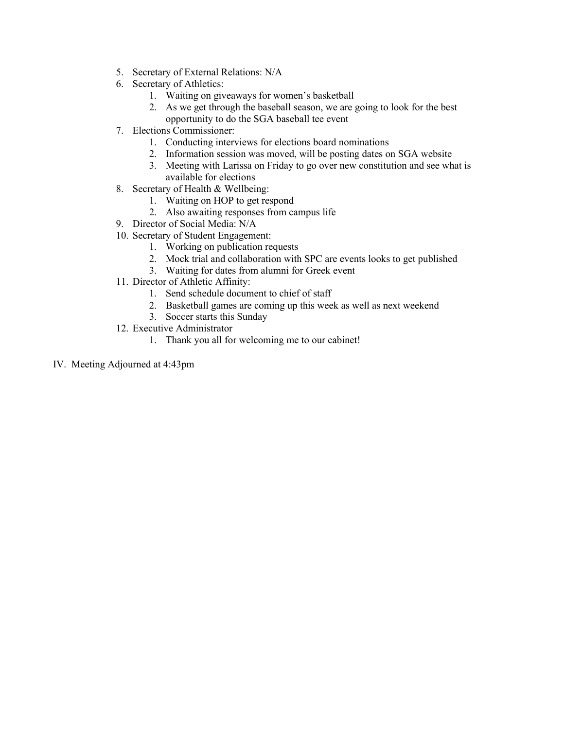5. Secretary of External Relations: N/A
6. Secretary of Athletics:
    1. Waiting on giveaways for women's basketball
    2. As we get through the baseball season, we are going to look for the best opportunity to do the SGA baseball tee event
7. Elections Commissioner:
    1. Conducting interviews for elections board nominations
    2. Information session was moved, will be posting dates on SGA website
    3. Meeting with Larissa on Friday to go over new constitution and see what is available for elections
8. Secretary of Health & Wellbeing:
    1. Waiting on HOP to get respond
    2. Also awaiting responses from campus life
9. Director of Social Media: N/A
10. Secretary of Student Engagement:
    1. Working on publication requests
    2. Mock trial and collaboration with SPC are events looks to get published
    3. Waiting for dates from alumni for Greek event
11. Director of Athletic Affinity:
    1. Send schedule document to chief of staff
    2. Basketball games are coming up this week as well as next weekend
    3. Soccer starts this Sunday
12. Executive Administrator
    1. Thank you all for welcoming me to our cabinet!

IV. Meeting Adjourned at 4:43pm